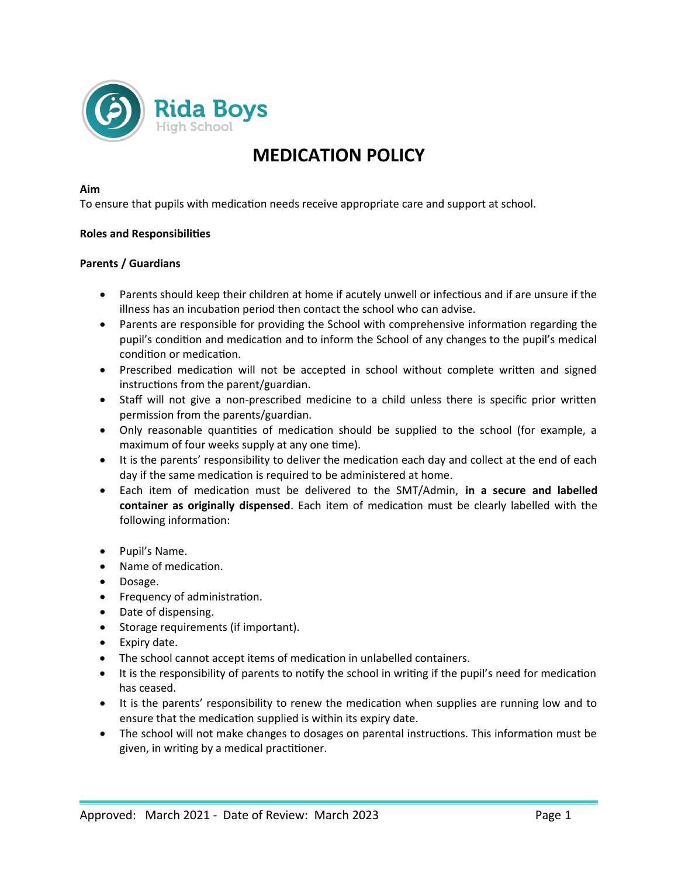Rida Boys
High School

# MEDICATION POLICY

**Aim**

To ensure that pupils with medication needs receive appropriate care and support at school.

**Roles and Responsibilities**

**Parents / Guardians**

- Parents should keep their children at home if acutely unwell or infectious and if are unsure if the illness has an incubation period then contact the school who can advise.
- Parents are responsible for providing the School with comprehensive information regarding the pupil's condition and medication and to inform the School of any changes to the pupil's medical condition or medication.
- Prescribed medication will not be accepted in school without complete written and signed instructions from the parent/guardian.
- Staff will not give a non-prescribed medicine to a child unless there is specific prior written permission from the parents/guardian.
- Only reasonable quantities of medication should be supplied to the school (for example, a maximum of four weeks supply at any one time).
- It is the parents' responsibility to deliver the medication each day and collect at the end of each day if the same medication is required to be administered at home.
- Each item of medication must be delivered to the SMT/Admin, **in a secure and labelled container as originally dispensed**. Each item of medication must be clearly labelled with the following information:

- Pupil's Name.
- Name of medication.
- Dosage.
- Frequency of administration.
- Date of dispensing.
- Storage requirements (if important).
- Expiry date.
- The school cannot accept items of medication in unlabelled containers.
- It is the responsibility of parents to notify the school in writing if the pupil's need for medication has ceased.
- It is the parents' responsibility to renew the medication when supplies are running low and to ensure that the medication supplied is within its expiry date.
- The school will not make changes to dosages on parental instructions. This information must be given, in writing by a medical practitioner.

Approved: March 2021 - Date of Review: March 2023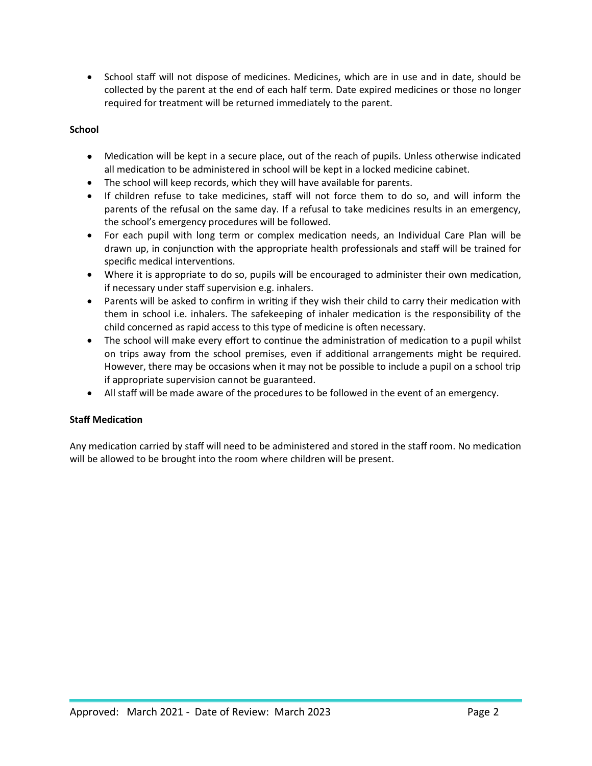- School staff will not dispose of medicines. Medicines, which are in use and in date, should be collected by the parent at the end of each half term. Date expired medicines or those no longer required for treatment will be returned immediately to the parent.

**School**

- Medication will be kept in a secure place, out of the reach of pupils. Unless otherwise indicated all medication to be administered in school will be kept in a locked medicine cabinet.
- The school will keep records, which they will have available for parents.
- If children refuse to take medicines, staff will not force them to do so, and will inform the parents of the refusal on the same day. If a refusal to take medicines results in an emergency, the school's emergency procedures will be followed.
- For each pupil with long term or complex medication needs, an Individual Care Plan will be drawn up, in conjunction with the appropriate health professionals and staff will be trained for specific medical interventions.
- Where it is appropriate to do so, pupils will be encouraged to administer their own medication, if necessary under staff supervision e.g. inhalers.
- Parents will be asked to confirm in writing if they wish their child to carry their medication with them in school i.e. inhalers. The safekeeping of inhaler medication is the responsibility of the child concerned as rapid access to this type of medicine is often necessary.
- The school will make every effort to continue the administration of medication to a pupil whilst on trips away from the school premises, even if additional arrangements might be required. However, there may be occasions when it may not be possible to include a pupil on a school trip if appropriate supervision cannot be guaranteed.
- All staff will be made aware of the procedures to be followed in the event of an emergency.

**Staff Medication**

Any medication carried by staff will need to be administered and stored in the staff room. No medication will be allowed to be brought into the room where children will be present.